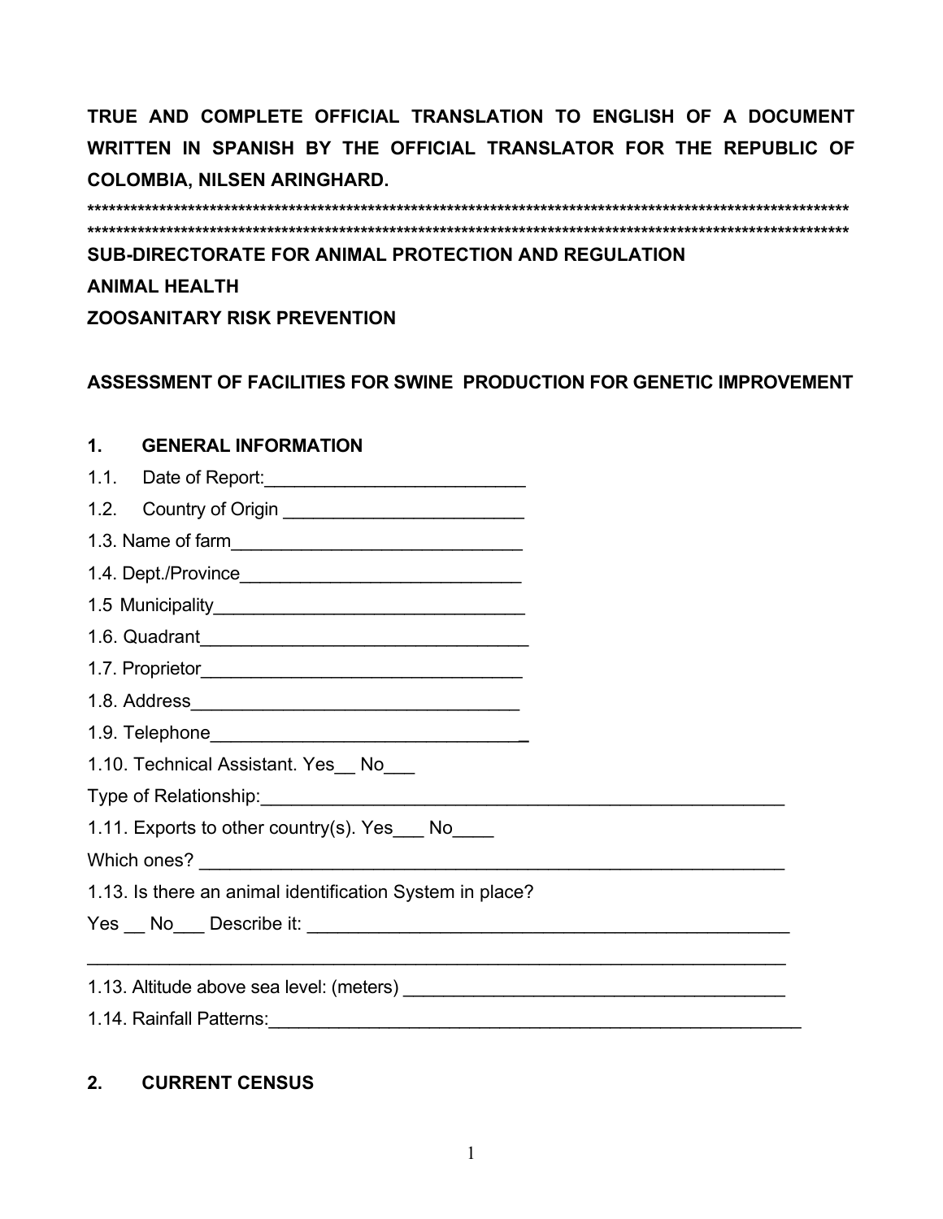**TRUE AND COMPLETE OFFICIAL TRANSLATION TO ENGLISH OF A DOCUMENT WRITTEN IN SPANISH BY THE OFFICIAL TRANSLATOR FOR THE REPUBLIC OF COLOMBIA, NILSEN ARINGHARD.**

**************************************************************************************************************
**************************************************************************************************************

**SUB-DIRECTORATE FOR ANIMAL PROTECTION AND REGULATION**

**ANIMAL HEALTH**

**ZOOSANITARY RISK PREVENTION**

**ASSESSMENT OF FACILITIES FOR SWINE PRODUCTION FOR GENETIC IMPROVEMENT**

## 1. GENERAL INFORMATION

1.1. Date of Report:__________________________

1.2. Country of Origin ________________________

1.3. Name of farm_____________________________

1.4. Dept./Province___________________________

1.5 Municipality_______________________________

1.6. Quadrant_________________________________

1.7. Proprietor________________________________

1.8. Address_________________________________

1.9. Telephone________________________________

1.10. Technical Assistant. Yes__ No___

Type of Relationship:_______________________________________________________

1.11. Exports to other country(s). Yes___ No____

Which ones? ___________________________________________________________

1.13. Is there an animal identification System in place?

Yes __ No___ Describe it: ________________________________________________

_____________________________________________________________________

1.13. Altitude above sea level: (meters) ______________________________________

1.14. Rainfall Patterns:_______________________________________________________

## 2. CURRENT CENSUS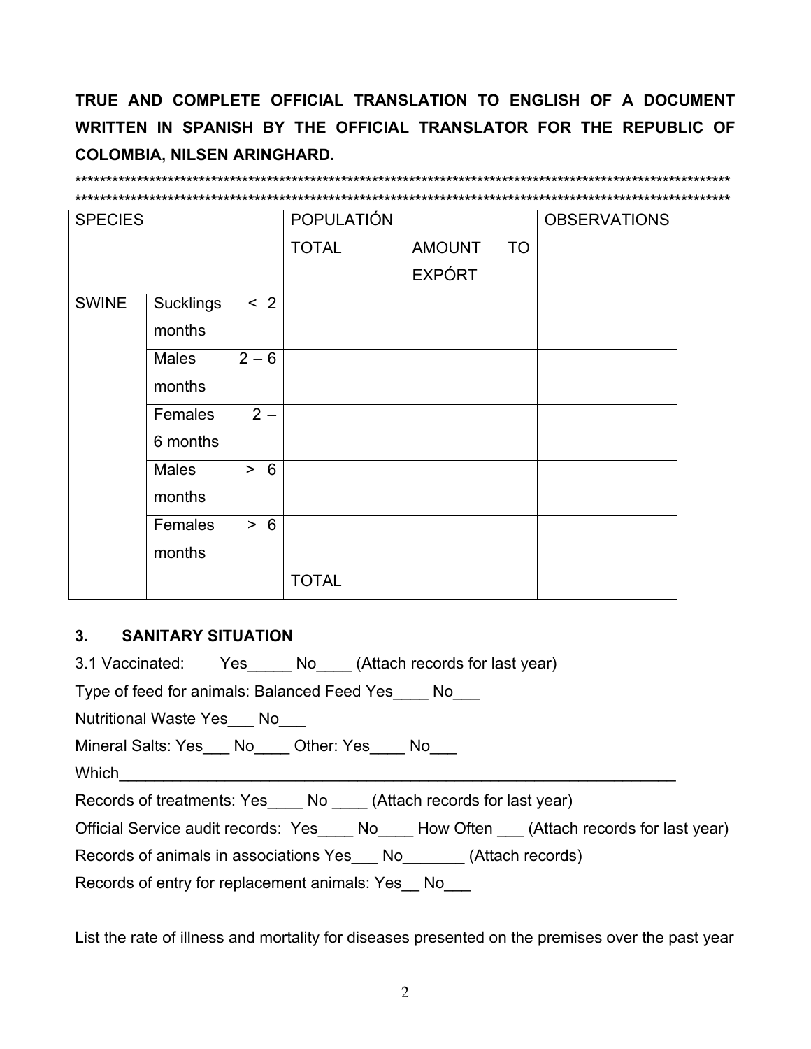**TRUE AND COMPLETE OFFICIAL TRANSLATION TO ENGLISH OF A DOCUMENT WRITTEN IN SPANISH BY THE OFFICIAL TRANSLATOR FOR THE REPUBLIC OF COLOMBIA, NILSEN ARINGHARD.**

**************************************************************************************************************
**************************************************************************************************************

| SPECIES | | POPULATIÓN | | OBSERVATIONS |
|---|---|---|---|---|
| | | TOTAL | AMOUNT TO EXPÓRT | |
| SWINE | Sucklings < 2 months | | | |
| | Males 2 – 6 months | | | |
| | Females 2 – 6 months | | | |
| | Males > 6 months | | | |
| | Females > 6 months | | | |
| | | TOTAL | | |

### 3. SANITARY SITUATION

3.1 Vaccinated: Yes_____ No____ (Attach records for last year)

Type of feed for animals: Balanced Feed Yes____ No___

Nutritional Waste Yes___ No___

Mineral Salts: Yes___ No____ Other: Yes____ No___

Which_________________________________________________________________

Records of treatments: Yes____ No ____ (Attach records for last year)

Official Service audit records: Yes____ No____ How Often ___ (Attach records for last year)

Records of animals in associations Yes___ No_______ (Attach records)

Records of entry for replacement animals: Yes__ No___

List the rate of illness and mortality for diseases presented on the premises over the past year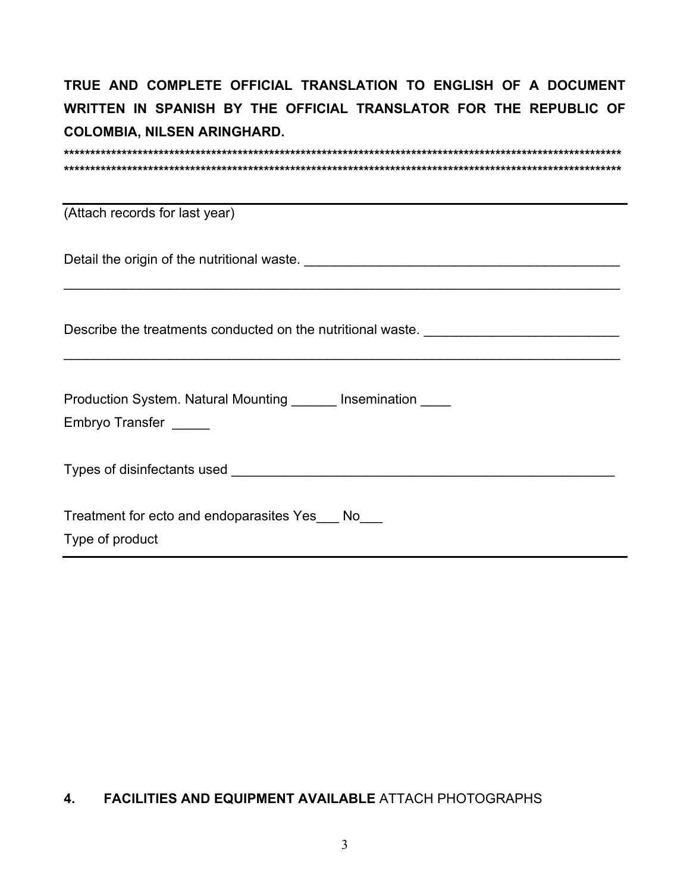**TRUE AND COMPLETE OFFICIAL TRANSLATION TO ENGLISH OF A DOCUMENT WRITTEN IN SPANISH BY THE OFFICIAL TRANSLATOR FOR THE REPUBLIC OF COLOMBIA, NILSEN ARINGHARD.**

**************************************************************************************************************
**************************************************************************************************************

---

(Attach records for last year)

Detail the origin of the nutritional waste. ___________________________________________

_______________________________________________________________________________

Describe the treatments conducted on the nutritional waste. __________________________

_______________________________________________________________________________

Production System. Natural Mounting ______ Insemination ____

Embryo Transfer _____

Types of disinfectants used ______________________________________________________

Treatment for ecto and endoparasites Yes___ No___

Type of product

---

## 4. FACILITIES AND EQUIPMENT AVAILABLE ATTACH PHOTOGRAPHS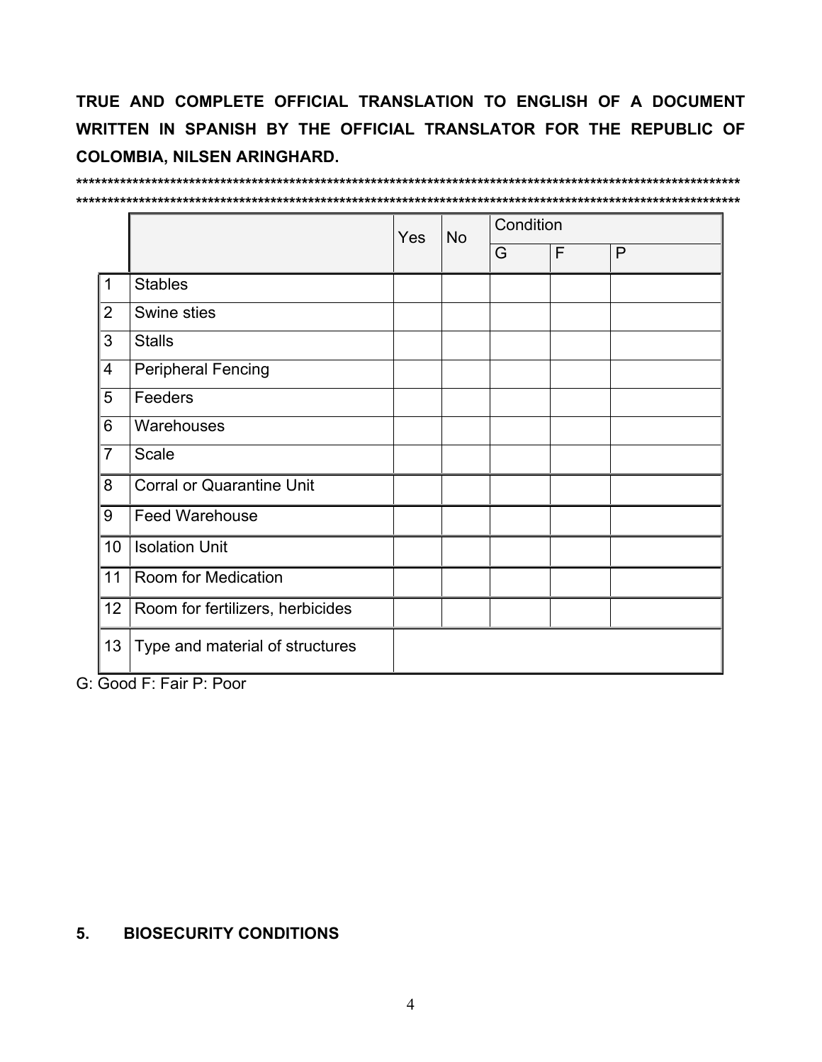**TRUE AND COMPLETE OFFICIAL TRANSLATION TO ENGLISH OF A DOCUMENT WRITTEN IN SPANISH BY THE OFFICIAL TRANSLATOR FOR THE REPUBLIC OF COLOMBIA, NILSEN ARINGHARD.**

**************************************************************************************************************************
**************************************************************************************************************************

| | | Yes | No | Condition | | |
|---|---|---|---|---|---|---|
| | | | | G | F | P |
| 1 | Stables | | | | | |
| 2 | Swine sties | | | | | |
| 3 | Stalls | | | | | |
| 4 | Peripheral Fencing | | | | | |
| 5 | Feeders | | | | | |
| 6 | Warehouses | | | | | |
| 7 | Scale | | | | | |
| 8 | Corral or Quarantine Unit | | | | | |
| 9 | Feed Warehouse | | | | | |
| 10 | Isolation Unit | | | | | |
| 11 | Room for Medication | | | | | |
| 12 | Room for fertilizers, herbicides | | | | | |
| 13 | Type and material of structures | | | | | |

G: Good F: Fair P: Poor

## 5. BIOSECURITY CONDITIONS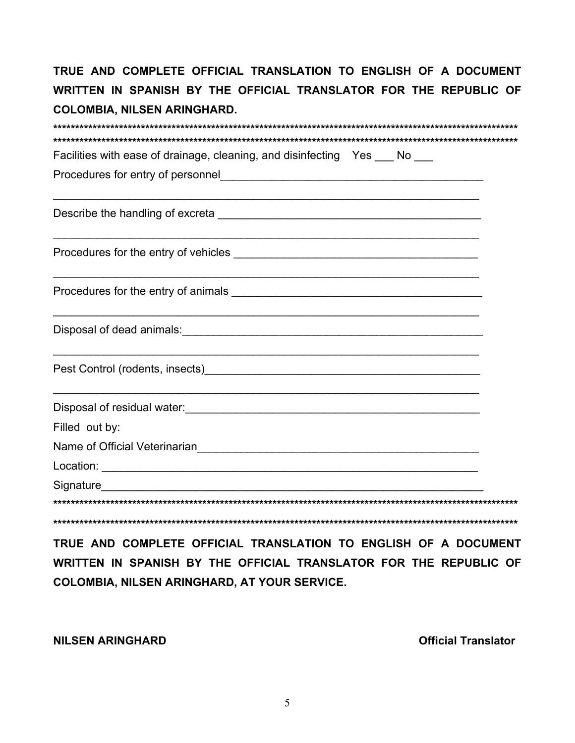**TRUE AND COMPLETE OFFICIAL TRANSLATION TO ENGLISH OF A DOCUMENT WRITTEN IN SPANISH BY THE OFFICIAL TRANSLATOR FOR THE REPUBLIC OF COLOMBIA, NILSEN ARINGHARD.**

**************************************************************************************************************
**************************************************************************************************************

Facilities with ease of drainage, cleaning, and disinfecting Yes ___ No ___

Procedures for entry of personnel___________________________________________

___________________________________________________________________________

Describe the handling of excreta ___________________________________________

___________________________________________________________________________

Procedures for the entry of vehicles _________________________________________

___________________________________________________________________________

Procedures for the entry of animals _________________________________________

___________________________________________________________________________

Disposal of dead animals:__________________________________________________

___________________________________________________________________________

Pest Control (rodents, insects)______________________________________________

___________________________________________________________________________

Disposal of residual water:_________________________________________________

Filled out by:

Name of Official Veterinarian_______________________________________________

Location: _______________________________________________________________

Signature_______________________________________________________________

**************************************************************************************************************
**************************************************************************************************************

**TRUE AND COMPLETE OFFICIAL TRANSLATION TO ENGLISH OF A DOCUMENT WRITTEN IN SPANISH BY THE OFFICIAL TRANSLATOR FOR THE REPUBLIC OF COLOMBIA, NILSEN ARINGHARD, AT YOUR SERVICE.**

**NILSEN ARINGHARD** **Official Translator**